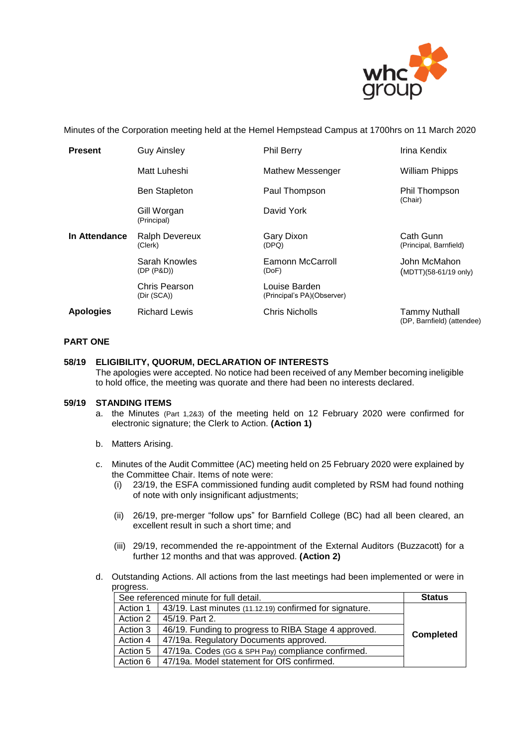Minutes of the Corporation meeting held at the Hemel Hempstead Campus at 1700hrs on 11 March 2020

| | | | |
|---|---|---|---|
| **Present** | Guy Ainsley | Phil Berry | Irina Kendix |
| | Matt Luheshi | Mathew Messenger | William Phipps |
| | Ben Stapleton | Paul Thompson | Phil Thompson (Chair) |
| | Gill Worgan (Principal) | David York | |
| **In Attendance** | Ralph Devereux (Clerk) | Gary Dixon (DPQ) | Cath Gunn (Principal, Barnfield) |
| | Sarah Knowles (DP (P&D)) | Eamonn McCarroll (DoF) | John McMahon (MDTT)(58-61/19 only) |
| | Chris Pearson (Dir (SCA)) | Louise Barden (Principal's PA)(Observer) | |
| **Apologies** | Richard Lewis | Chris Nicholls | Tammy Nuthall (DP, Barnfield) (attendee) |

## PART ONE

### 58/19 ELIGIBILITY, QUORUM, DECLARATION OF INTERESTS

The apologies were accepted. No notice had been received of any Member becoming ineligible to hold office, the meeting was quorate and there had been no interests declared.

### 59/19 STANDING ITEMS

a. the Minutes (Part 1,2&3) of the meeting held on 12 February 2020 were confirmed for electronic signature; the Clerk to Action. **(Action 1)**

b. Matters Arising.

c. Minutes of the Audit Committee (AC) meeting held on 25 February 2020 were explained by the Committee Chair. Items of note were:

   (i) 23/19, the ESFA commissioned funding audit completed by RSM had found nothing of note with only insignificant adjustments;

   (ii) 26/19, pre-merger "follow ups" for Barnfield College (BC) had all been cleared, an excellent result in such a short time; and

   (iii) 29/19, recommended the re-appointment of the External Auditors (Buzzacott) for a further 12 months and that was approved. **(Action 2)**

d. Outstanding Actions. All actions from the last meetings had been implemented or were in progress.

| See referenced minute for full detail. | | **Status** |
|---|---|---|
| Action 1 | 43/19. Last minutes (11.12.19) confirmed for signature. | **Completed** |
| Action 2 | 45/19. Part 2. | |
| Action 3 | 46/19. Funding to progress to RIBA Stage 4 approved. | |
| Action 4 | 47/19a. Regulatory Documents approved. | |
| Action 5 | 47/19a. Codes (GG & SPH Pay) compliance confirmed. | |
| Action 6 | 47/19a. Model statement for OfS confirmed. | |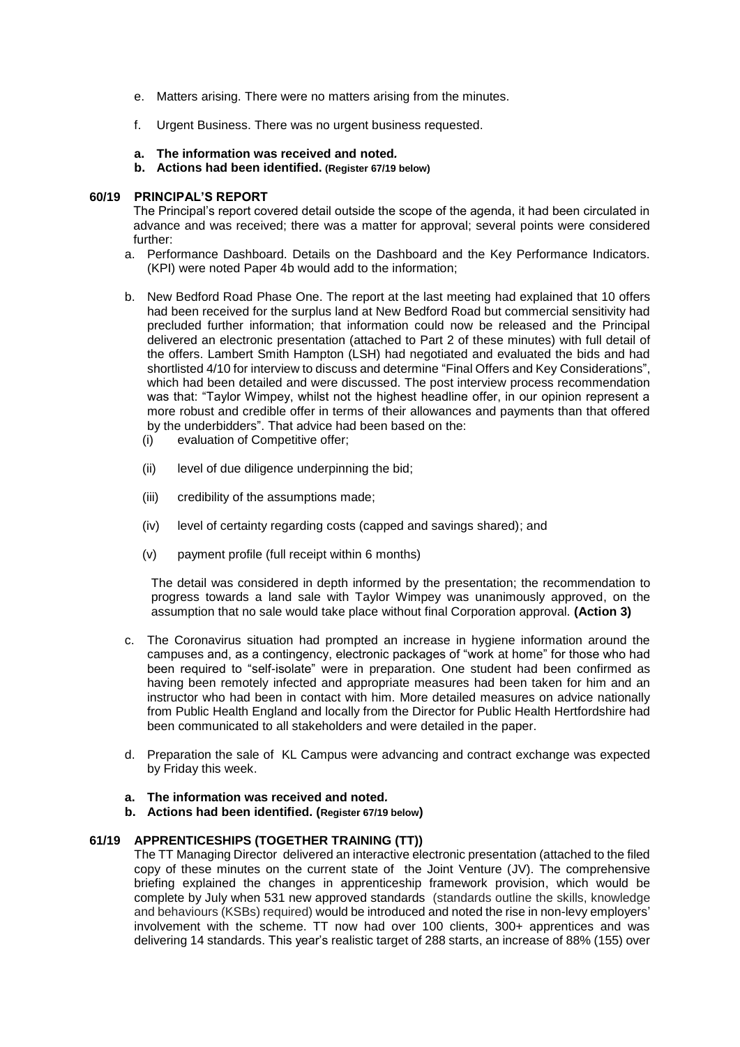e. Matters arising. There were no matters arising from the minutes.

f. Urgent Business. There was no urgent business requested.

**a. The information was received and noted.**
**b. Actions had been identified. (Register 67/19 below)**

**60/19 PRINCIPAL'S REPORT**

The Principal's report covered detail outside the scope of the agenda, it had been circulated in advance and was received; there was a matter for approval; several points were considered further:

a. Performance Dashboard. Details on the Dashboard and the Key Performance Indicators. (KPI) were noted Paper 4b would add to the information;

b. New Bedford Road Phase One. The report at the last meeting had explained that 10 offers had been received for the surplus land at New Bedford Road but commercial sensitivity had precluded further information; that information could now be released and the Principal delivered an electronic presentation (attached to Part 2 of these minutes) with full detail of the offers. Lambert Smith Hampton (LSH) had negotiated and evaluated the bids and had shortlisted 4/10 for interview to discuss and determine "Final Offers and Key Considerations", which had been detailed and were discussed. The post interview process recommendation was that: "Taylor Wimpey, whilst not the highest headline offer, in our opinion represent a more robust and credible offer in terms of their allowances and payments than that offered by the underbidders". That advice had been based on the:

   (i) evaluation of Competitive offer;

   (ii) level of due diligence underpinning the bid;

   (iii) credibility of the assumptions made;

   (iv) level of certainty regarding costs (capped and savings shared); and

   (v) payment profile (full receipt within 6 months)

   The detail was considered in depth informed by the presentation; the recommendation to progress towards a land sale with Taylor Wimpey was unanimously approved, on the assumption that no sale would take place without final Corporation approval. **(Action 3)**

c. The Coronavirus situation had prompted an increase in hygiene information around the campuses and, as a contingency, electronic packages of "work at home" for those who had been required to "self-isolate" were in preparation. One student had been confirmed as having been remotely infected and appropriate measures had been taken for him and an instructor who had been in contact with him. More detailed measures on advice nationally from Public Health England and locally from the Director for Public Health Hertfordshire had been communicated to all stakeholders and were detailed in the paper.

d. Preparation the sale of KL Campus were advancing and contract exchange was expected by Friday this week.

**a. The information was received and noted.**
**b. Actions had been identified. (Register 67/19 below)**

**61/19 APPRENTICESHIPS (TOGETHER TRAINING (TT))**

The TT Managing Director delivered an interactive electronic presentation (attached to the filed copy of these minutes on the current state of the Joint Venture (JV). The comprehensive briefing explained the changes in apprenticeship framework provision, which would be complete by July when 531 new approved standards (standards outline the skills, knowledge and behaviours (KSBs) required) would be introduced and noted the rise in non-levy employers' involvement with the scheme. TT now had over 100 clients, 300+ apprentices and was delivering 14 standards. This year's realistic target of 288 starts, an increase of 88% (155) over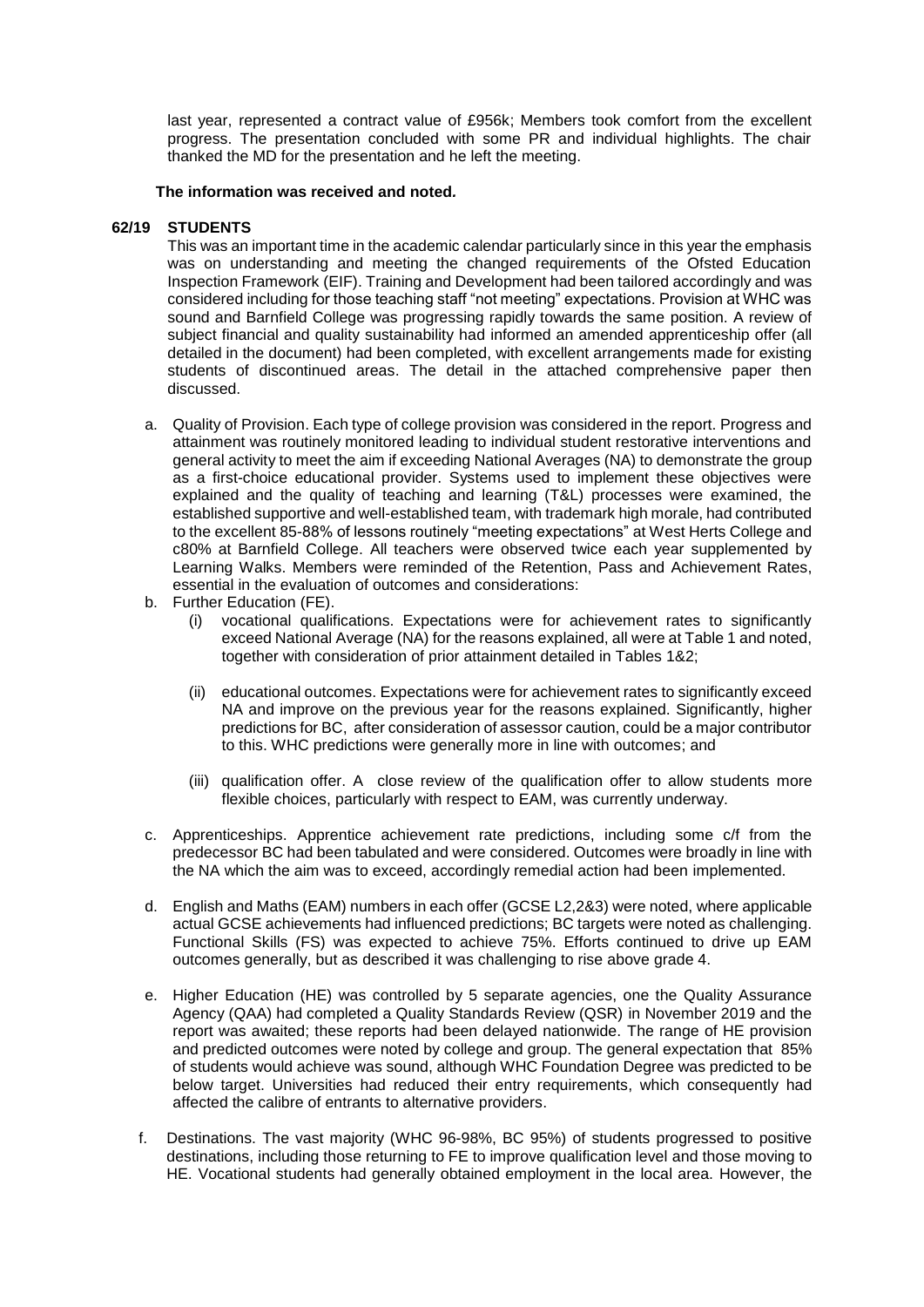last year, represented a contract value of £956k; Members took comfort from the excellent progress. The presentation concluded with some PR and individual highlights. The chair thanked the MD for the presentation and he left the meeting.

**The information was received and noted.**

**62/19 STUDENTS**

This was an important time in the academic calendar particularly since in this year the emphasis was on understanding and meeting the changed requirements of the Ofsted Education Inspection Framework (EIF). Training and Development had been tailored accordingly and was considered including for those teaching staff "not meeting" expectations. Provision at WHC was sound and Barnfield College was progressing rapidly towards the same position. A review of subject financial and quality sustainability had informed an amended apprenticeship offer (all detailed in the document) had been completed, with excellent arrangements made for existing students of discontinued areas. The detail in the attached comprehensive paper then discussed.

a. Quality of Provision. Each type of college provision was considered in the report. Progress and attainment was routinely monitored leading to individual student restorative interventions and general activity to meet the aim if exceeding National Averages (NA) to demonstrate the group as a first-choice educational provider. Systems used to implement these objectives were explained and the quality of teaching and learning (T&L) processes were examined, the established supportive and well-established team, with trademark high morale, had contributed to the excellent 85-88% of lessons routinely "meeting expectations" at West Herts College and c80% at Barnfield College. All teachers were observed twice each year supplemented by Learning Walks. Members were reminded of the Retention, Pass and Achievement Rates, essential in the evaluation of outcomes and considerations:

b. Further Education (FE).

   (i) vocational qualifications. Expectations were for achievement rates to significantly exceed National Average (NA) for the reasons explained, all were at Table 1 and noted, together with consideration of prior attainment detailed in Tables 1&2;

   (ii) educational outcomes. Expectations were for achievement rates to significantly exceed NA and improve on the previous year for the reasons explained. Significantly, higher predictions for BC, after consideration of assessor caution, could be a major contributor to this. WHC predictions were generally more in line with outcomes; and

   (iii) qualification offer. A close review of the qualification offer to allow students more flexible choices, particularly with respect to EAM, was currently underway.

c. Apprenticeships. Apprentice achievement rate predictions, including some c/f from the predecessor BC had been tabulated and were considered. Outcomes were broadly in line with the NA which the aim was to exceed, accordingly remedial action had been implemented.

d. English and Maths (EAM) numbers in each offer (GCSE L2,2&3) were noted, where applicable actual GCSE achievements had influenced predictions; BC targets were noted as challenging. Functional Skills (FS) was expected to achieve 75%. Efforts continued to drive up EAM outcomes generally, but as described it was challenging to rise above grade 4.

e. Higher Education (HE) was controlled by 5 separate agencies, one the Quality Assurance Agency (QAA) had completed a Quality Standards Review (QSR) in November 2019 and the report was awaited; these reports had been delayed nationwide. The range of HE provision and predicted outcomes were noted by college and group. The general expectation that 85% of students would achieve was sound, although WHC Foundation Degree was predicted to be below target. Universities had reduced their entry requirements, which consequently had affected the calibre of entrants to alternative providers.

f. Destinations. The vast majority (WHC 96-98%, BC 95%) of students progressed to positive destinations, including those returning to FE to improve qualification level and those moving to HE. Vocational students had generally obtained employment in the local area. However, the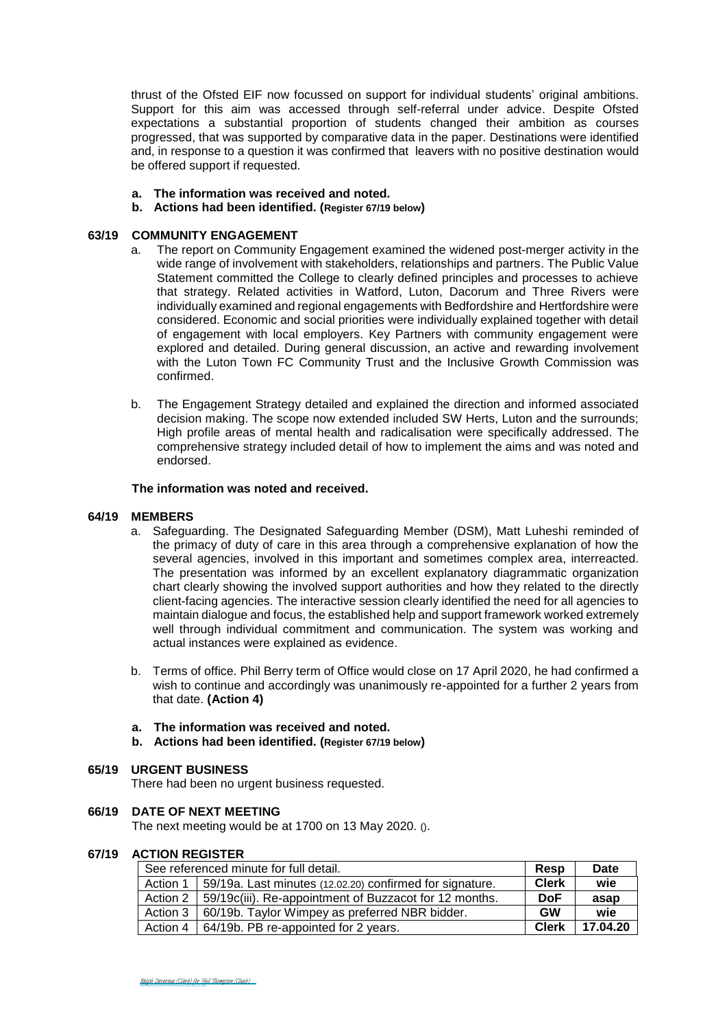thrust of the Ofsted EIF now focussed on support for individual students' original ambitions. Support for this aim was accessed through self-referral under advice. Despite Ofsted expectations a substantial proportion of students changed their ambition as courses progressed, that was supported by comparative data in the paper. Destinations were identified and, in response to a question it was confirmed that leavers with no positive destination would be offered support if requested.

**a. The information was received and noted.**
**b. Actions had been identified. (Register 67/19 below)**

## 63/19 COMMUNITY ENGAGEMENT

a. The report on Community Engagement examined the widened post-merger activity in the wide range of involvement with stakeholders, relationships and partners. The Public Value Statement committed the College to clearly defined principles and processes to achieve that strategy. Related activities in Watford, Luton, Dacorum and Three Rivers were individually examined and regional engagements with Bedfordshire and Hertfordshire were considered. Economic and social priorities were individually explained together with detail of engagement with local employers. Key Partners with community engagement were explored and detailed. During general discussion, an active and rewarding involvement with the Luton Town FC Community Trust and the Inclusive Growth Commission was confirmed.

b. The Engagement Strategy detailed and explained the direction and informed associated decision making. The scope now extended included SW Herts, Luton and the surrounds; High profile areas of mental health and radicalisation were specifically addressed. The comprehensive strategy included detail of how to implement the aims and was noted and endorsed.

**The information was noted and received.**

## 64/19 MEMBERS

a. Safeguarding. The Designated Safeguarding Member (DSM), Matt Luheshi reminded of the primacy of duty of care in this area through a comprehensive explanation of how the several agencies, involved in this important and sometimes complex area, interreacted. The presentation was informed by an excellent explanatory diagrammatic organization chart clearly showing the involved support authorities and how they related to the directly client-facing agencies. The interactive session clearly identified the need for all agencies to maintain dialogue and focus, the established help and support framework worked extremely well through individual commitment and communication. The system was working and actual instances were explained as evidence.

b. Terms of office. Phil Berry term of Office would close on 17 April 2020, he had confirmed a wish to continue and accordingly was unanimously re-appointed for a further 2 years from that date. **(Action 4)**

**a. The information was received and noted.**
**b. Actions had been identified. (Register 67/19 below)**

## 65/19 URGENT BUSINESS

There had been no urgent business requested.

## 66/19 DATE OF NEXT MEETING

The next meeting would be at 1700 on 13 May 2020. ().

## 67/19 ACTION REGISTER

| See referenced minute for full detail. | | Resp | Date |
|---|---|---|---|
| Action 1 | 59/19a. Last minutes (12.02.20) confirmed for signature. | **Clerk** | **wie** |
| Action 2 | 59/19c(iii). Re-appointment of Buzzacot for 12 months. | **DoF** | **asap** |
| Action 3 | 60/19b. Taylor Wimpey as preferred NBR bidder. | **GW** | **wie** |
| Action 4 | 64/19b. PB re-appointed for 2 years. | **Clerk** | **17.04.20** |

Ralph Devereux (Clerk) for Phil Thompson (Chair)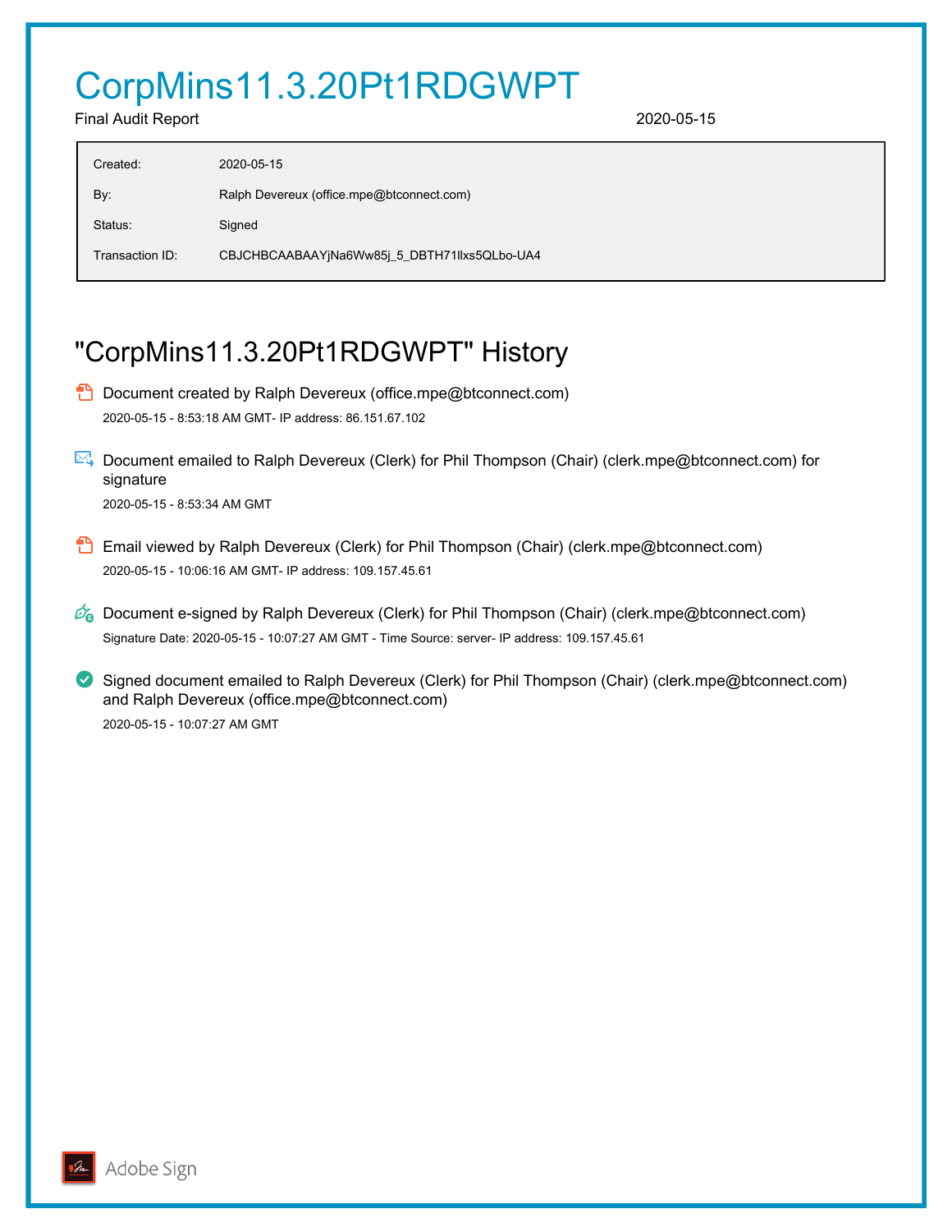# CorpMins11.3.20Pt1RDGWPT

Final Audit Report 2020-05-15

| | |
|---|---|
| Created: | 2020-05-15 |
| By: | Ralph Devereux (office.mpe@btconnect.com) |
| Status: | Signed |
| Transaction ID: | CBJCHBCAABAAYjNa6Ww85j_5_DBTH71llxs5QLbo-UA4 |

## "CorpMins11.3.20Pt1RDGWPT" History

- Document created by Ralph Devereux (office.mpe@btconnect.com)
  2020-05-15 - 8:53:18 AM GMT- IP address: 86.151.67.102

- Document emailed to Ralph Devereux (Clerk) for Phil Thompson (Chair) (clerk.mpe@btconnect.com) for signature
  2020-05-15 - 8:53:34 AM GMT

- Email viewed by Ralph Devereux (Clerk) for Phil Thompson (Chair) (clerk.mpe@btconnect.com)
  2020-05-15 - 10:06:16 AM GMT- IP address: 109.157.45.61

- Document e-signed by Ralph Devereux (Clerk) for Phil Thompson (Chair) (clerk.mpe@btconnect.com)
  Signature Date: 2020-05-15 - 10:07:27 AM GMT - Time Source: server- IP address: 109.157.45.61

- Signed document emailed to Ralph Devereux (Clerk) for Phil Thompson (Chair) (clerk.mpe@btconnect.com) and Ralph Devereux (office.mpe@btconnect.com)
  2020-05-15 - 10:07:27 AM GMT

Adobe Sign